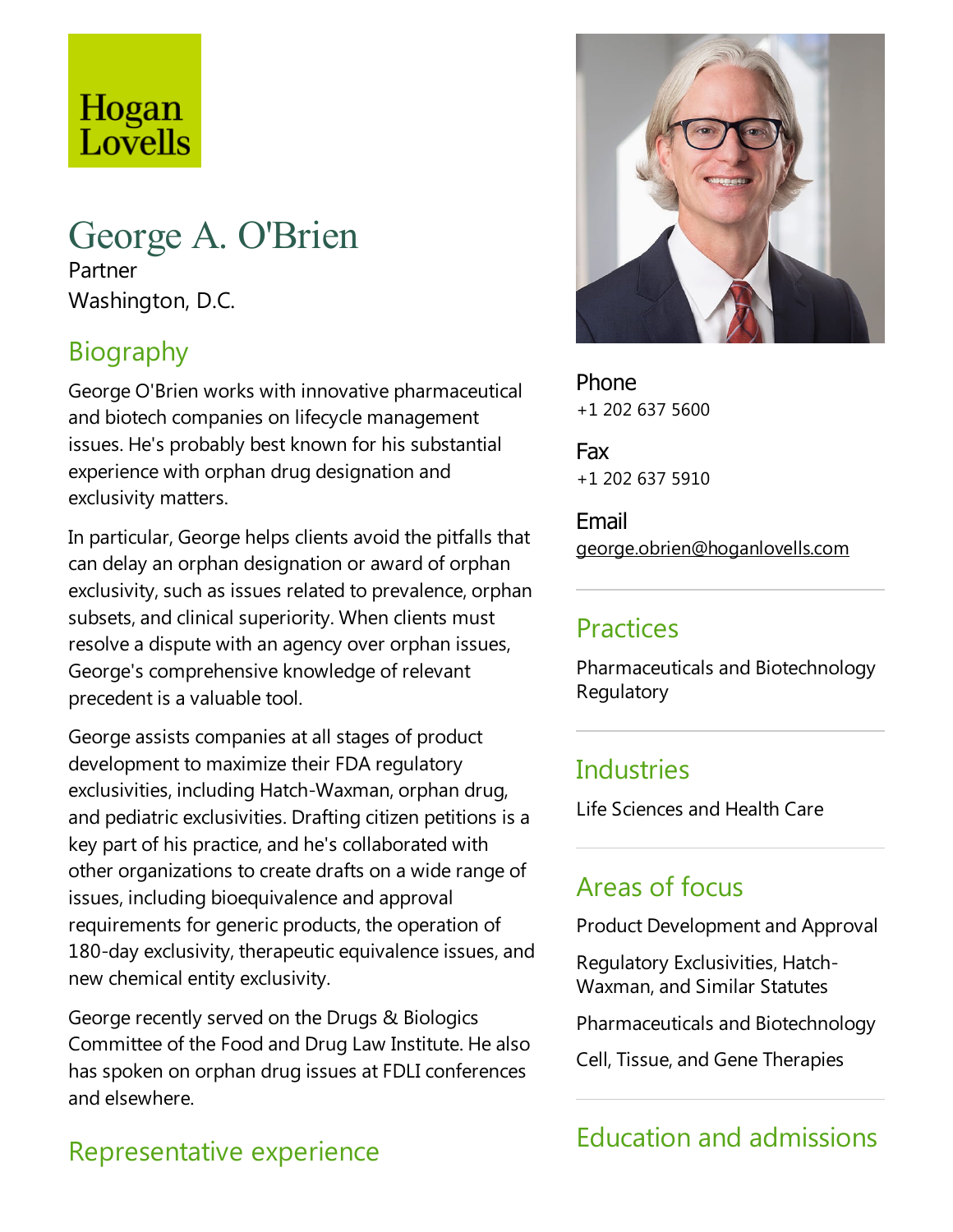Hogan Lovells

# George A. O'Brien

Partner

Washington, D.C.

## Biography

George O'Brien works with innovative pharmaceutical and biotech companies on lifecycle management issues. He's probably best known for his substantial experience with orphan drug designation and exclusivity matters.

In particular, George helps clients avoid the pitfalls that can delay an orphan designation or award of orphan exclusivity, such as issues related to prevalence, orphan subsets, and clinical superiority. When clients must resolve a dispute with an agency over orphan issues, George's comprehensive knowledge of relevant precedent is a valuable tool.

George assists companies at all stages of product development to maximize their FDA regulatory exclusivities, including Hatch-Waxman, orphan drug, and pediatric exclusivities. Drafting citizen petitions is a key part of his practice, and he's collaborated with other organizations to create drafts on a wide range of issues, including bioequivalence and approval requirements for generic products, the operation of 180-day exclusivity, therapeutic equivalence issues, and new chemical entity exclusivity.

George recently served on the Drugs & Biologics Committee of the Food and Drug Law Institute. He also has spoken on orphan drug issues at FDLI conferences and elsewhere.

## Representative experience

Phone
+1 202 637 5600

Fax
+1 202 637 5910

Email
george.obrien@hoganlovells.com

## Practices

Pharmaceuticals and Biotechnology Regulatory

## Industries

Life Sciences and Health Care

## Areas of focus

Product Development and Approval

Regulatory Exclusivities, Hatch-Waxman, and Similar Statutes

Pharmaceuticals and Biotechnology

Cell, Tissue, and Gene Therapies

## Education and admissions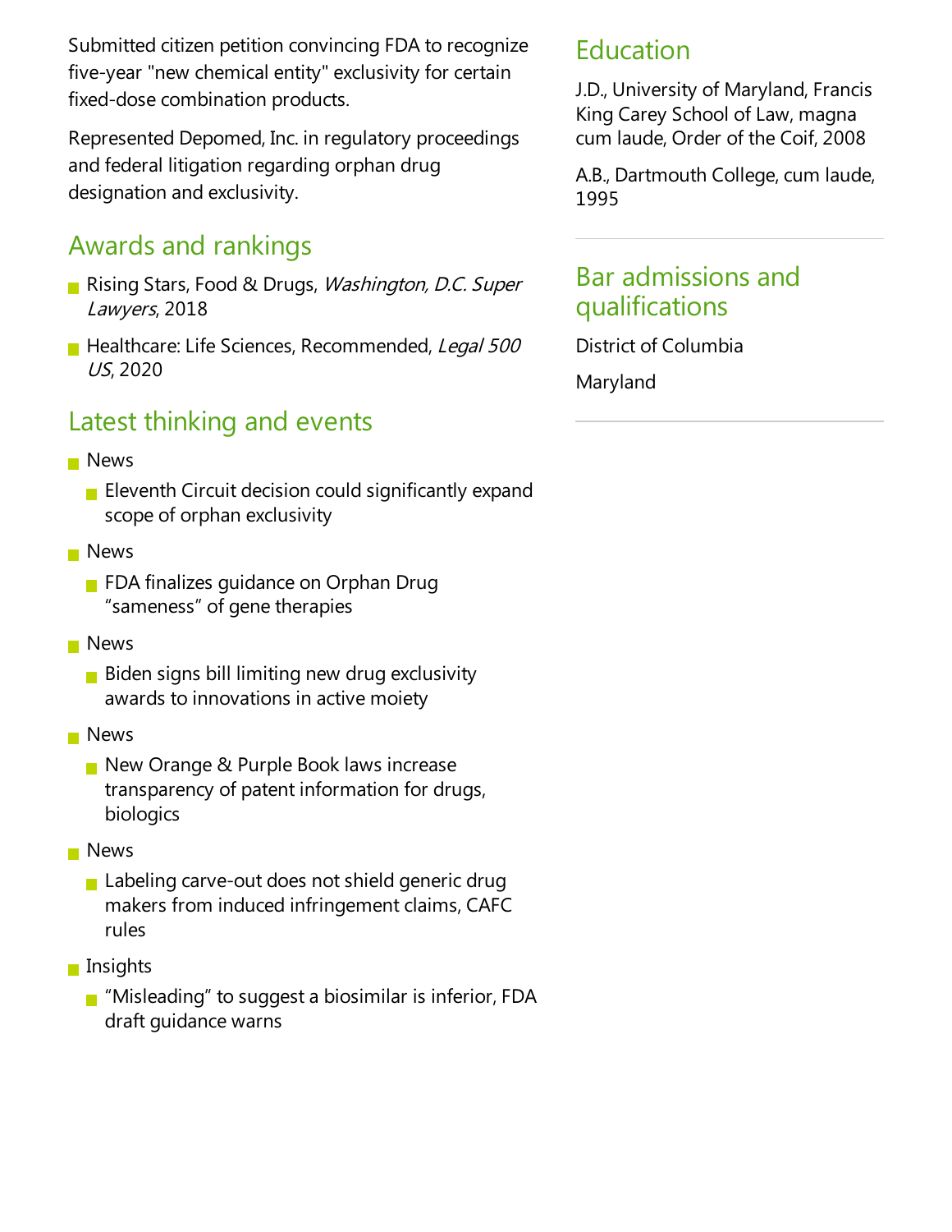Submitted citizen petition convincing FDA to recognize five-year "new chemical entity" exclusivity for certain fixed-dose combination products.

Represented Depomed, Inc. in regulatory proceedings and federal litigation regarding orphan drug designation and exclusivity.

## Awards and rankings

- Rising Stars, Food & Drugs, *Washington, D.C. Super Lawyers*, 2018
- Healthcare: Life Sciences, Recommended, *Legal 500 US*, 2020

## Latest thinking and events

- News
  - Eleventh Circuit decision could significantly expand scope of orphan exclusivity
- News
  - FDA finalizes guidance on Orphan Drug "sameness" of gene therapies
- News
  - Biden signs bill limiting new drug exclusivity awards to innovations in active moiety
- News
  - New Orange & Purple Book laws increase transparency of patent information for drugs, biologics
- News
  - Labeling carve-out does not shield generic drug makers from induced infringement claims, CAFC rules
- Insights
  - "Misleading" to suggest a biosimilar is inferior, FDA draft guidance warns

## Education

J.D., University of Maryland, Francis King Carey School of Law, magna cum laude, Order of the Coif, 2008

A.B., Dartmouth College, cum laude, 1995

## Bar admissions and qualifications

District of Columbia

Maryland